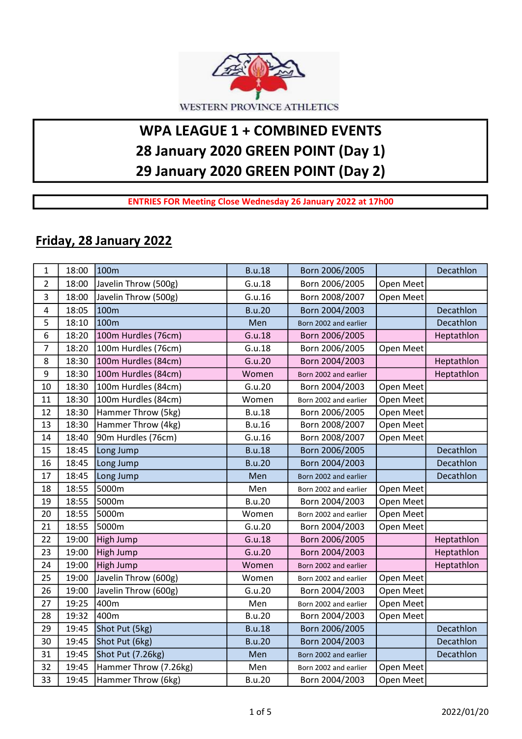WESTERN PROVINCE ATHLETICS

# WPA LEAGUE 1 + COMBINED EVENTS
# 28 January 2020 GREEN POINT (Day 1)
# 29 January 2020 GREEN POINT (Day 2)

**ENTRIES FOR Meeting Close Wednesday 26 January 2022 at 17h00**

## Friday, 28 January 2022

| | | | | | | |
|---|---|---|---|---|---|---|
| 1 | 18:00 | 100m | B.u.18 | Born 2006/2005 | | Decathlon |
| 2 | 18:00 | Javelin Throw (500g) | G.u.18 | Born 2006/2005 | Open Meet | |
| 3 | 18:00 | Javelin Throw (500g) | G.u.16 | Born 2008/2007 | Open Meet | |
| 4 | 18:05 | 100m | B.u.20 | Born 2004/2003 | | Decathlon |
| 5 | 18:10 | 100m | Men | Born 2002 and earlier | | Decathlon |
| 6 | 18:20 | 100m Hurdles (76cm) | G.u.18 | Born 2006/2005 | | Heptathlon |
| 7 | 18:20 | 100m Hurdles (76cm) | G.u.18 | Born 2006/2005 | Open Meet | |
| 8 | 18:30 | 100m Hurdles (84cm) | G.u.20 | Born 2004/2003 | | Heptathlon |
| 9 | 18:30 | 100m Hurdles (84cm) | Women | Born 2002 and earlier | | Heptathlon |
| 10 | 18:30 | 100m Hurdles (84cm) | G.u.20 | Born 2004/2003 | Open Meet | |
| 11 | 18:30 | 100m Hurdles (84cm) | Women | Born 2002 and earlier | Open Meet | |
| 12 | 18:30 | Hammer Throw (5kg) | B.u.18 | Born 2006/2005 | Open Meet | |
| 13 | 18:30 | Hammer Throw (4kg) | B.u.16 | Born 2008/2007 | Open Meet | |
| 14 | 18:40 | 90m Hurdles (76cm) | G.u.16 | Born 2008/2007 | Open Meet | |
| 15 | 18:45 | Long Jump | B.u.18 | Born 2006/2005 | | Decathlon |
| 16 | 18:45 | Long Jump | B.u.20 | Born 2004/2003 | | Decathlon |
| 17 | 18:45 | Long Jump | Men | Born 2002 and earlier | | Decathlon |
| 18 | 18:55 | 5000m | Men | Born 2002 and earlier | Open Meet | |
| 19 | 18:55 | 5000m | B.u.20 | Born 2004/2003 | Open Meet | |
| 20 | 18:55 | 5000m | Women | Born 2002 and earlier | Open Meet | |
| 21 | 18:55 | 5000m | G.u.20 | Born 2004/2003 | Open Meet | |
| 22 | 19:00 | High Jump | G.u.18 | Born 2006/2005 | | Heptathlon |
| 23 | 19:00 | High Jump | G.u.20 | Born 2004/2003 | | Heptathlon |
| 24 | 19:00 | High Jump | Women | Born 2002 and earlier | | Heptathlon |
| 25 | 19:00 | Javelin Throw (600g) | Women | Born 2002 and earlier | Open Meet | |
| 26 | 19:00 | Javelin Throw (600g) | G.u.20 | Born 2004/2003 | Open Meet | |
| 27 | 19:25 | 400m | Men | Born 2002 and earlier | Open Meet | |
| 28 | 19:32 | 400m | B.u.20 | Born 2004/2003 | Open Meet | |
| 29 | 19:45 | Shot Put (5kg) | B.u.18 | Born 2006/2005 | | Decathlon |
| 30 | 19:45 | Shot Put (6kg) | B.u.20 | Born 2004/2003 | | Decathlon |
| 31 | 19:45 | Shot Put (7.26kg) | Men | Born 2002 and earlier | | Decathlon |
| 32 | 19:45 | Hammer Throw (7.26kg) | Men | Born 2002 and earlier | Open Meet | |
| 33 | 19:45 | Hammer Throw (6kg) | B.u.20 | Born 2004/2003 | Open Meet | |

2022/01/20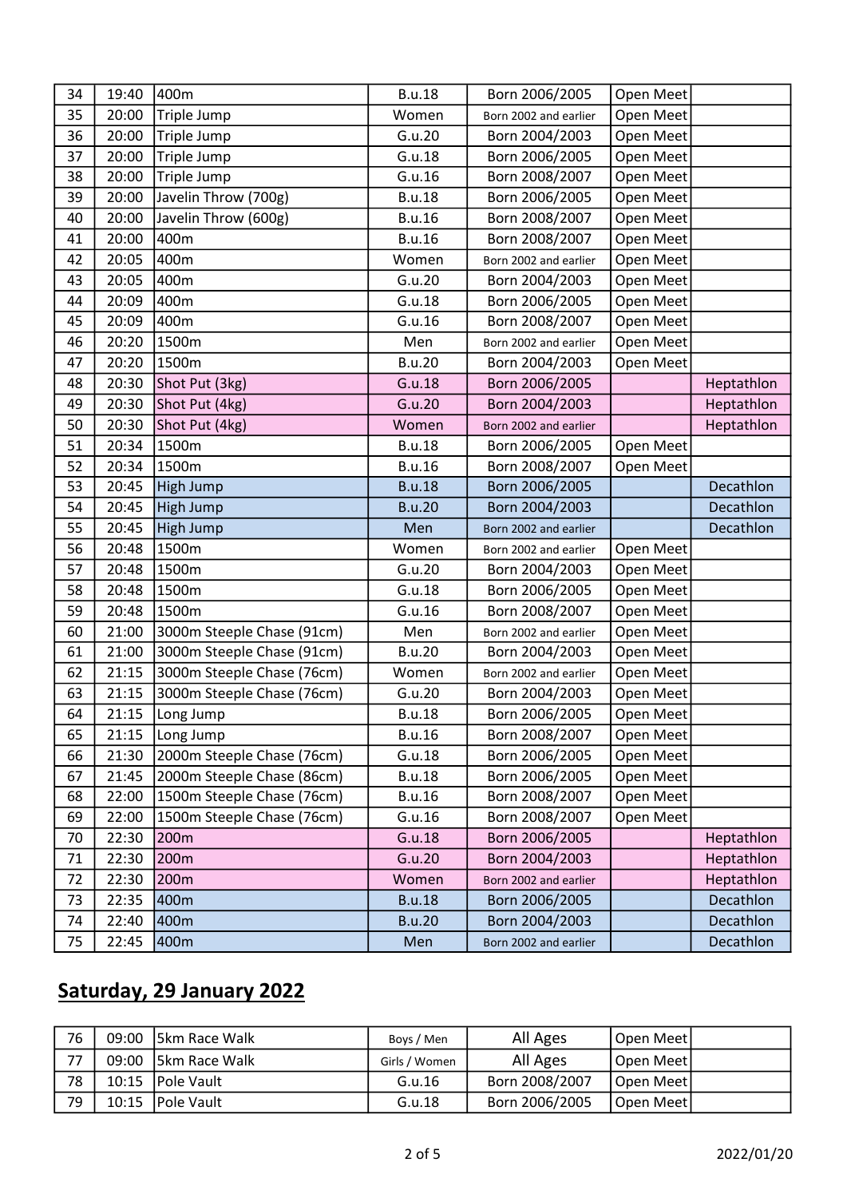| | | | | | | |
|---|---|---|---|---|---|---|
| 34 | 19:40 | 400m | B.u.18 | Born 2006/2005 | Open Meet | |
| 35 | 20:00 | Triple Jump | Women | Born 2002 and earlier | Open Meet | |
| 36 | 20:00 | Triple Jump | G.u.20 | Born 2004/2003 | Open Meet | |
| 37 | 20:00 | Triple Jump | G.u.18 | Born 2006/2005 | Open Meet | |
| 38 | 20:00 | Triple Jump | G.u.16 | Born 2008/2007 | Open Meet | |
| 39 | 20:00 | Javelin Throw (700g) | B.u.18 | Born 2006/2005 | Open Meet | |
| 40 | 20:00 | Javelin Throw (600g) | B.u.16 | Born 2008/2007 | Open Meet | |
| 41 | 20:00 | 400m | B.u.16 | Born 2008/2007 | Open Meet | |
| 42 | 20:05 | 400m | Women | Born 2002 and earlier | Open Meet | |
| 43 | 20:05 | 400m | G.u.20 | Born 2004/2003 | Open Meet | |
| 44 | 20:09 | 400m | G.u.18 | Born 2006/2005 | Open Meet | |
| 45 | 20:09 | 400m | G.u.16 | Born 2008/2007 | Open Meet | |
| 46 | 20:20 | 1500m | Men | Born 2002 and earlier | Open Meet | |
| 47 | 20:20 | 1500m | B.u.20 | Born 2004/2003 | Open Meet | |
| 48 | 20:30 | Shot Put (3kg) | G.u.18 | Born 2006/2005 | | Heptathlon |
| 49 | 20:30 | Shot Put (4kg) | G.u.20 | Born 2004/2003 | | Heptathlon |
| 50 | 20:30 | Shot Put (4kg) | Women | Born 2002 and earlier | | Heptathlon |
| 51 | 20:34 | 1500m | B.u.18 | Born 2006/2005 | Open Meet | |
| 52 | 20:34 | 1500m | B.u.16 | Born 2008/2007 | Open Meet | |
| 53 | 20:45 | High Jump | B.u.18 | Born 2006/2005 | | Decathlon |
| 54 | 20:45 | High Jump | B.u.20 | Born 2004/2003 | | Decathlon |
| 55 | 20:45 | High Jump | Men | Born 2002 and earlier | | Decathlon |
| 56 | 20:48 | 1500m | Women | Born 2002 and earlier | Open Meet | |
| 57 | 20:48 | 1500m | G.u.20 | Born 2004/2003 | Open Meet | |
| 58 | 20:48 | 1500m | G.u.18 | Born 2006/2005 | Open Meet | |
| 59 | 20:48 | 1500m | G.u.16 | Born 2008/2007 | Open Meet | |
| 60 | 21:00 | 3000m Steeple Chase (91cm) | Men | Born 2002 and earlier | Open Meet | |
| 61 | 21:00 | 3000m Steeple Chase (91cm) | B.u.20 | Born 2004/2003 | Open Meet | |
| 62 | 21:15 | 3000m Steeple Chase (76cm) | Women | Born 2002 and earlier | Open Meet | |
| 63 | 21:15 | 3000m Steeple Chase (76cm) | G.u.20 | Born 2004/2003 | Open Meet | |
| 64 | 21:15 | Long Jump | B.u.18 | Born 2006/2005 | Open Meet | |
| 65 | 21:15 | Long Jump | B.u.16 | Born 2008/2007 | Open Meet | |
| 66 | 21:30 | 2000m Steeple Chase (76cm) | G.u.18 | Born 2006/2005 | Open Meet | |
| 67 | 21:45 | 2000m Steeple Chase (86cm) | B.u.18 | Born 2006/2005 | Open Meet | |
| 68 | 22:00 | 1500m Steeple Chase (76cm) | B.u.16 | Born 2008/2007 | Open Meet | |
| 69 | 22:00 | 1500m Steeple Chase (76cm) | G.u.16 | Born 2008/2007 | Open Meet | |
| 70 | 22:30 | 200m | G.u.18 | Born 2006/2005 | | Heptathlon |
| 71 | 22:30 | 200m | G.u.20 | Born 2004/2003 | | Heptathlon |
| 72 | 22:30 | 200m | Women | Born 2002 and earlier | | Heptathlon |
| 73 | 22:35 | 400m | B.u.18 | Born 2006/2005 | | Decathlon |
| 74 | 22:40 | 400m | B.u.20 | Born 2004/2003 | | Decathlon |
| 75 | 22:45 | 400m | Men | Born 2002 and earlier | | Decathlon |

## Saturday, 29 January 2022

| | | | | | | |
|---|---|---|---|---|---|---|
| 76 | 09:00 | 5km Race Walk | Boys / Men | All Ages | Open Meet | |
| 77 | 09:00 | 5km Race Walk | Girls / Women | All Ages | Open Meet | |
| 78 | 10:15 | Pole Vault | G.u.16 | Born 2008/2007 | Open Meet | |
| 79 | 10:15 | Pole Vault | G.u.18 | Born 2006/2005 | Open Meet | |

2022/01/20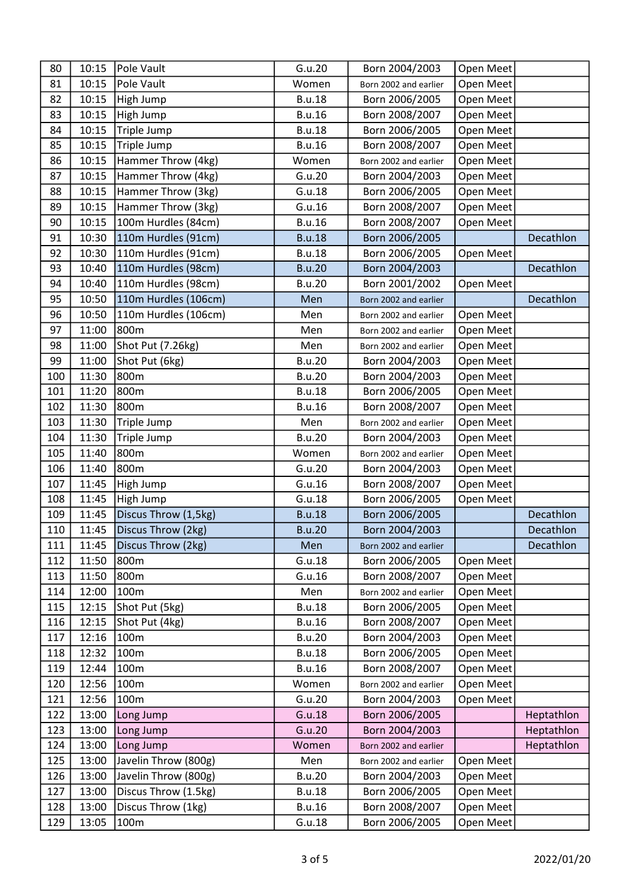| 80 | 10:15 | Pole Vault | G.u.20 | Born 2004/2003 | Open Meet | |
|---|---|---|---|---|---|---|
| 81 | 10:15 | Pole Vault | Women | Born 2002 and earlier | Open Meet | |
| 82 | 10:15 | High Jump | B.u.18 | Born 2006/2005 | Open Meet | |
| 83 | 10:15 | High Jump | B.u.16 | Born 2008/2007 | Open Meet | |
| 84 | 10:15 | Triple Jump | B.u.18 | Born 2006/2005 | Open Meet | |
| 85 | 10:15 | Triple Jump | B.u.16 | Born 2008/2007 | Open Meet | |
| 86 | 10:15 | Hammer Throw (4kg) | Women | Born 2002 and earlier | Open Meet | |
| 87 | 10:15 | Hammer Throw (4kg) | G.u.20 | Born 2004/2003 | Open Meet | |
| 88 | 10:15 | Hammer Throw (3kg) | G.u.18 | Born 2006/2005 | Open Meet | |
| 89 | 10:15 | Hammer Throw (3kg) | G.u.16 | Born 2008/2007 | Open Meet | |
| 90 | 10:15 | 100m Hurdles (84cm) | B.u.16 | Born 2008/2007 | Open Meet | |
| 91 | 10:30 | 110m Hurdles (91cm) | B.u.18 | Born 2006/2005 | | Decathlon |
| 92 | 10:30 | 110m Hurdles (91cm) | B.u.18 | Born 2006/2005 | Open Meet | |
| 93 | 10:40 | 110m Hurdles (98cm) | B.u.20 | Born 2004/2003 | | Decathlon |
| 94 | 10:40 | 110m Hurdles (98cm) | B.u.20 | Born 2001/2002 | Open Meet | |
| 95 | 10:50 | 110m Hurdles (106cm) | Men | Born 2002 and earlier | | Decathlon |
| 96 | 10:50 | 110m Hurdles (106cm) | Men | Born 2002 and earlier | Open Meet | |
| 97 | 11:00 | 800m | Men | Born 2002 and earlier | Open Meet | |
| 98 | 11:00 | Shot Put (7.26kg) | Men | Born 2002 and earlier | Open Meet | |
| 99 | 11:00 | Shot Put (6kg) | B.u.20 | Born 2004/2003 | Open Meet | |
| 100 | 11:30 | 800m | B.u.20 | Born 2004/2003 | Open Meet | |
| 101 | 11:20 | 800m | B.u.18 | Born 2006/2005 | Open Meet | |
| 102 | 11:30 | 800m | B.u.16 | Born 2008/2007 | Open Meet | |
| 103 | 11:30 | Triple Jump | Men | Born 2002 and earlier | Open Meet | |
| 104 | 11:30 | Triple Jump | B.u.20 | Born 2004/2003 | Open Meet | |
| 105 | 11:40 | 800m | Women | Born 2002 and earlier | Open Meet | |
| 106 | 11:40 | 800m | G.u.20 | Born 2004/2003 | Open Meet | |
| 107 | 11:45 | High Jump | G.u.16 | Born 2008/2007 | Open Meet | |
| 108 | 11:45 | High Jump | G.u.18 | Born 2006/2005 | Open Meet | |
| 109 | 11:45 | Discus Throw (1,5kg) | B.u.18 | Born 2006/2005 | | Decathlon |
| 110 | 11:45 | Discus Throw (2kg) | B.u.20 | Born 2004/2003 | | Decathlon |
| 111 | 11:45 | Discus Throw (2kg) | Men | Born 2002 and earlier | | Decathlon |
| 112 | 11:50 | 800m | G.u.18 | Born 2006/2005 | Open Meet | |
| 113 | 11:50 | 800m | G.u.16 | Born 2008/2007 | Open Meet | |
| 114 | 12:00 | 100m | Men | Born 2002 and earlier | Open Meet | |
| 115 | 12:15 | Shot Put (5kg) | B.u.18 | Born 2006/2005 | Open Meet | |
| 116 | 12:15 | Shot Put (4kg) | B.u.16 | Born 2008/2007 | Open Meet | |
| 117 | 12:16 | 100m | B.u.20 | Born 2004/2003 | Open Meet | |
| 118 | 12:32 | 100m | B.u.18 | Born 2006/2005 | Open Meet | |
| 119 | 12:44 | 100m | B.u.16 | Born 2008/2007 | Open Meet | |
| 120 | 12:56 | 100m | Women | Born 2002 and earlier | Open Meet | |
| 121 | 12:56 | 100m | G.u.20 | Born 2004/2003 | Open Meet | |
| 122 | 13:00 | Long Jump | G.u.18 | Born 2006/2005 | | Heptathlon |
| 123 | 13:00 | Long Jump | G.u.20 | Born 2004/2003 | | Heptathlon |
| 124 | 13:00 | Long Jump | Women | Born 2002 and earlier | | Heptathlon |
| 125 | 13:00 | Javelin Throw (800g) | Men | Born 2002 and earlier | Open Meet | |
| 126 | 13:00 | Javelin Throw (800g) | B.u.20 | Born 2004/2003 | Open Meet | |
| 127 | 13:00 | Discus Throw (1.5kg) | B.u.18 | Born 2006/2005 | Open Meet | |
| 128 | 13:00 | Discus Throw (1kg) | B.u.16 | Born 2008/2007 | Open Meet | |
| 129 | 13:05 | 100m | G.u.18 | Born 2006/2005 | Open Meet | |

2022/01/20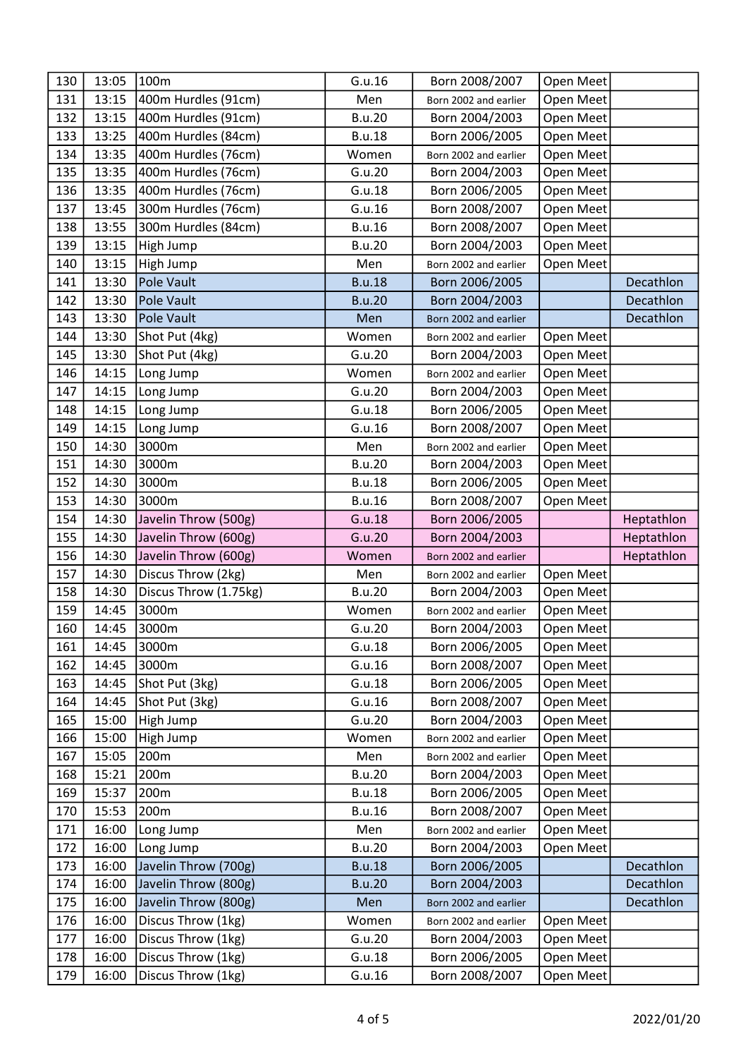| | | | | | | |
|---|---|---|---|---|---|---|
| 130 | 13:05 | 100m | G.u.16 | Born 2008/2007 | Open Meet | |
| 131 | 13:15 | 400m Hurdles (91cm) | Men | Born 2002 and earlier | Open Meet | |
| 132 | 13:15 | 400m Hurdles (91cm) | B.u.20 | Born 2004/2003 | Open Meet | |
| 133 | 13:25 | 400m Hurdles (84cm) | B.u.18 | Born 2006/2005 | Open Meet | |
| 134 | 13:35 | 400m Hurdles (76cm) | Women | Born 2002 and earlier | Open Meet | |
| 135 | 13:35 | 400m Hurdles (76cm) | G.u.20 | Born 2004/2003 | Open Meet | |
| 136 | 13:35 | 400m Hurdles (76cm) | G.u.18 | Born 2006/2005 | Open Meet | |
| 137 | 13:45 | 300m Hurdles (76cm) | G.u.16 | Born 2008/2007 | Open Meet | |
| 138 | 13:55 | 300m Hurdles (84cm) | B.u.16 | Born 2008/2007 | Open Meet | |
| 139 | 13:15 | High Jump | B.u.20 | Born 2004/2003 | Open Meet | |
| 140 | 13:15 | High Jump | Men | Born 2002 and earlier | Open Meet | |
| 141 | 13:30 | Pole Vault | B.u.18 | Born 2006/2005 | | Decathlon |
| 142 | 13:30 | Pole Vault | B.u.20 | Born 2004/2003 | | Decathlon |
| 143 | 13:30 | Pole Vault | Men | Born 2002 and earlier | | Decathlon |
| 144 | 13:30 | Shot Put (4kg) | Women | Born 2002 and earlier | Open Meet | |
| 145 | 13:30 | Shot Put (4kg) | G.u.20 | Born 2004/2003 | Open Meet | |
| 146 | 14:15 | Long Jump | Women | Born 2002 and earlier | Open Meet | |
| 147 | 14:15 | Long Jump | G.u.20 | Born 2004/2003 | Open Meet | |
| 148 | 14:15 | Long Jump | G.u.18 | Born 2006/2005 | Open Meet | |
| 149 | 14:15 | Long Jump | G.u.16 | Born 2008/2007 | Open Meet | |
| 150 | 14:30 | 3000m | Men | Born 2002 and earlier | Open Meet | |
| 151 | 14:30 | 3000m | B.u.20 | Born 2004/2003 | Open Meet | |
| 152 | 14:30 | 3000m | B.u.18 | Born 2006/2005 | Open Meet | |
| 153 | 14:30 | 3000m | B.u.16 | Born 2008/2007 | Open Meet | |
| 154 | 14:30 | Javelin Throw (500g) | G.u.18 | Born 2006/2005 | | Heptathlon |
| 155 | 14:30 | Javelin Throw (600g) | G.u.20 | Born 2004/2003 | | Heptathlon |
| 156 | 14:30 | Javelin Throw (600g) | Women | Born 2002 and earlier | | Heptathlon |
| 157 | 14:30 | Discus Throw (2kg) | Men | Born 2002 and earlier | Open Meet | |
| 158 | 14:30 | Discus Throw (1.75kg) | B.u.20 | Born 2004/2003 | Open Meet | |
| 159 | 14:45 | 3000m | Women | Born 2002 and earlier | Open Meet | |
| 160 | 14:45 | 3000m | G.u.20 | Born 2004/2003 | Open Meet | |
| 161 | 14:45 | 3000m | G.u.18 | Born 2006/2005 | Open Meet | |
| 162 | 14:45 | 3000m | G.u.16 | Born 2008/2007 | Open Meet | |
| 163 | 14:45 | Shot Put (3kg) | G.u.18 | Born 2006/2005 | Open Meet | |
| 164 | 14:45 | Shot Put (3kg) | G.u.16 | Born 2008/2007 | Open Meet | |
| 165 | 15:00 | High Jump | G.u.20 | Born 2004/2003 | Open Meet | |
| 166 | 15:00 | High Jump | Women | Born 2002 and earlier | Open Meet | |
| 167 | 15:05 | 200m | Men | Born 2002 and earlier | Open Meet | |
| 168 | 15:21 | 200m | B.u.20 | Born 2004/2003 | Open Meet | |
| 169 | 15:37 | 200m | B.u.18 | Born 2006/2005 | Open Meet | |
| 170 | 15:53 | 200m | B.u.16 | Born 2008/2007 | Open Meet | |
| 171 | 16:00 | Long Jump | Men | Born 2002 and earlier | Open Meet | |
| 172 | 16:00 | Long Jump | B.u.20 | Born 2004/2003 | Open Meet | |
| 173 | 16:00 | Javelin Throw (700g) | B.u.18 | Born 2006/2005 | | Decathlon |
| 174 | 16:00 | Javelin Throw (800g) | B.u.20 | Born 2004/2003 | | Decathlon |
| 175 | 16:00 | Javelin Throw (800g) | Men | Born 2002 and earlier | | Decathlon |
| 176 | 16:00 | Discus Throw (1kg) | Women | Born 2002 and earlier | Open Meet | |
| 177 | 16:00 | Discus Throw (1kg) | G.u.20 | Born 2004/2003 | Open Meet | |
| 178 | 16:00 | Discus Throw (1kg) | G.u.18 | Born 2006/2005 | Open Meet | |
| 179 | 16:00 | Discus Throw (1kg) | G.u.16 | Born 2008/2007 | Open Meet | |

2022/01/20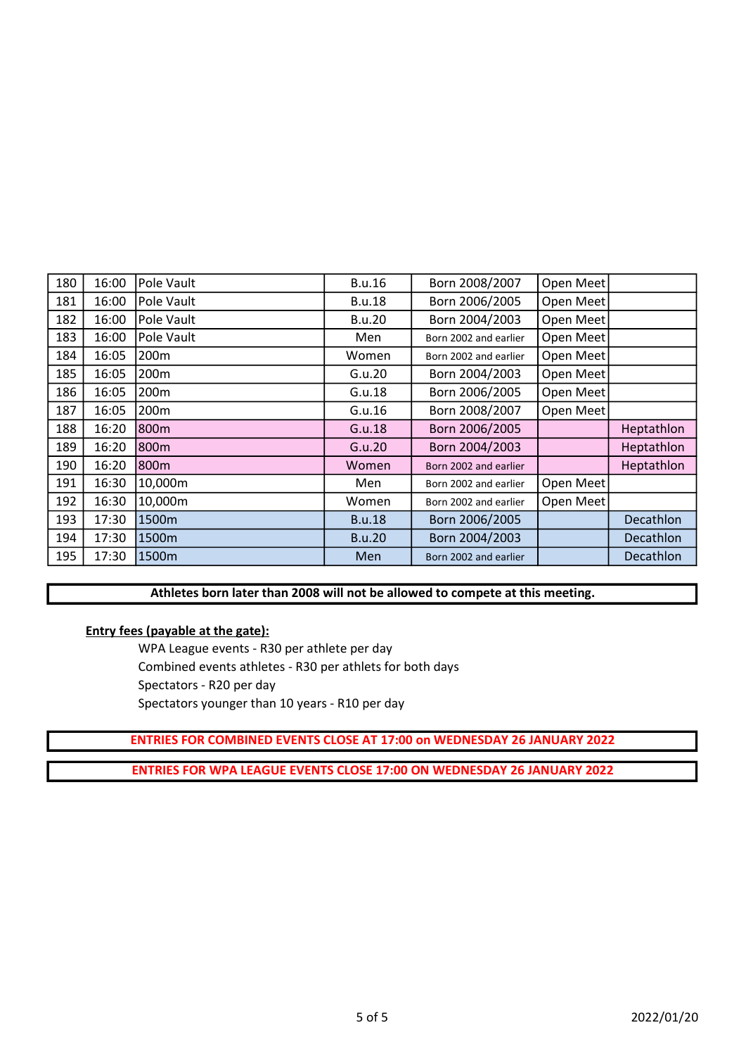| | | | | | | |
|---|---|---|---|---|---|---|
| 180 | 16:00 | Pole Vault | B.u.16 | Born 2008/2007 | Open Meet | |
| 181 | 16:00 | Pole Vault | B.u.18 | Born 2006/2005 | Open Meet | |
| 182 | 16:00 | Pole Vault | B.u.20 | Born 2004/2003 | Open Meet | |
| 183 | 16:00 | Pole Vault | Men | Born 2002 and earlier | Open Meet | |
| 184 | 16:05 | 200m | Women | Born 2002 and earlier | Open Meet | |
| 185 | 16:05 | 200m | G.u.20 | Born 2004/2003 | Open Meet | |
| 186 | 16:05 | 200m | G.u.18 | Born 2006/2005 | Open Meet | |
| 187 | 16:05 | 200m | G.u.16 | Born 2008/2007 | Open Meet | |
| 188 | 16:20 | 800m | G.u.18 | Born 2006/2005 | | Heptathlon |
| 189 | 16:20 | 800m | G.u.20 | Born 2004/2003 | | Heptathlon |
| 190 | 16:20 | 800m | Women | Born 2002 and earlier | | Heptathlon |
| 191 | 16:30 | 10,000m | Men | Born 2002 and earlier | Open Meet | |
| 192 | 16:30 | 10,000m | Women | Born 2002 and earlier | Open Meet | |
| 193 | 17:30 | 1500m | B.u.18 | Born 2006/2005 | | Decathlon |
| 194 | 17:30 | 1500m | B.u.20 | Born 2004/2003 | | Decathlon |
| 195 | 17:30 | 1500m | Men | Born 2002 and earlier | | Decathlon |

**Athletes born later than 2008 will not be allowed to compete at this meeting.**

**Entry fees (payable at the gate):**

WPA League events - R30 per athlete per day
Combined events athletes - R30 per athlets for both days
Spectators - R20 per day
Spectators younger than 10 years - R10 per day

**ENTRIES FOR COMBINED EVENTS CLOSE AT 17:00 on WEDNESDAY 26 JANUARY 2022**

**ENTRIES FOR WPA LEAGUE EVENTS CLOSE 17:00 ON WEDNESDAY 26 JANUARY 2022**

2022/01/20